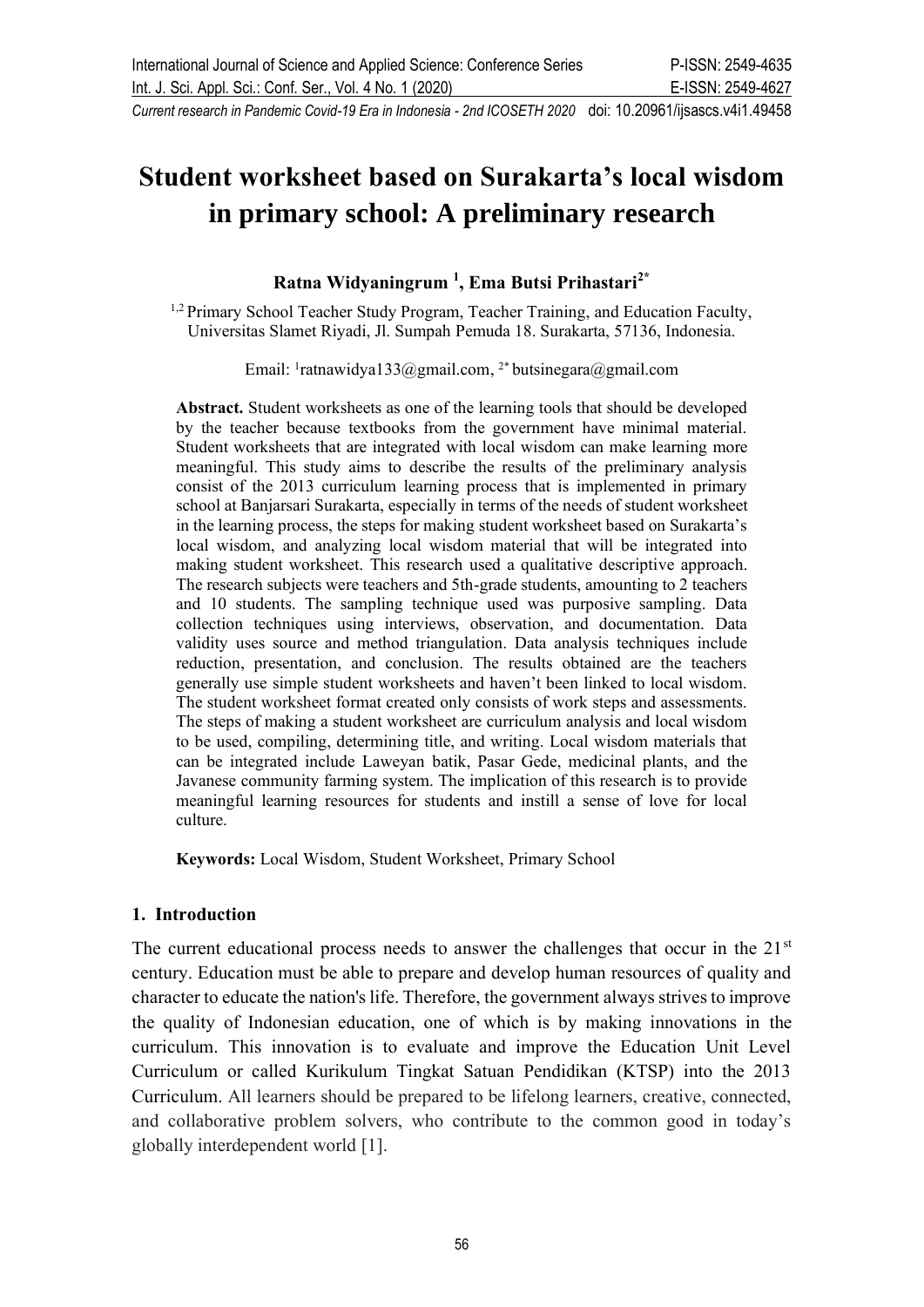# Student worksheet based on Surakarta's local wisdom in primary school: A preliminary research

**Ratna Widyaningrum [1], Ema Butsi Prihastari[2*]**

[1,2] Primary School Teacher Study Program, Teacher Training, and Education Faculty, Universitas Slamet Riyadi, Jl. Sumpah Pemuda 18. Surakarta, 57136, Indonesia.

Email: [1]ratnawidya133@gmail.com, [2*] butsinegara@gmail.com

**Abstract.** Student worksheets as one of the learning tools that should be developed by the teacher because textbooks from the government have minimal material. Student worksheets that are integrated with local wisdom can make learning more meaningful. This study aims to describe the results of the preliminary analysis consist of the 2013 curriculum learning process that is implemented in primary school at Banjarsari Surakarta, especially in terms of the needs of student worksheet in the learning process, the steps for making student worksheet based on Surakarta's local wisdom, and analyzing local wisdom material that will be integrated into making student worksheet. This research used a qualitative descriptive approach. The research subjects were teachers and 5th-grade students, amounting to 2 teachers and 10 students. The sampling technique used was purposive sampling. Data collection techniques using interviews, observation, and documentation. Data validity uses source and method triangulation. Data analysis techniques include reduction, presentation, and conclusion. The results obtained are the teachers generally use simple student worksheets and haven't been linked to local wisdom. The student worksheet format created only consists of work steps and assessments. The steps of making a student worksheet are curriculum analysis and local wisdom to be used, compiling, determining title, and writing. Local wisdom materials that can be integrated include Laweyan batik, Pasar Gede, medicinal plants, and the Javanese community farming system. The implication of this research is to provide meaningful learning resources for students and instill a sense of love for local culture.

**Keywords:** Local Wisdom, Student Worksheet, Primary School

## 1. Introduction

The current educational process needs to answer the challenges that occur in the 21st century. Education must be able to prepare and develop human resources of quality and character to educate the nation's life. Therefore, the government always strives to improve the quality of Indonesian education, one of which is by making innovations in the curriculum. This innovation is to evaluate and improve the Education Unit Level Curriculum or called Kurikulum Tingkat Satuan Pendidikan (KTSP) into the 2013 Curriculum. All learners should be prepared to be lifelong learners, creative, connected, and collaborative problem solvers, who contribute to the common good in today's globally interdependent world [1].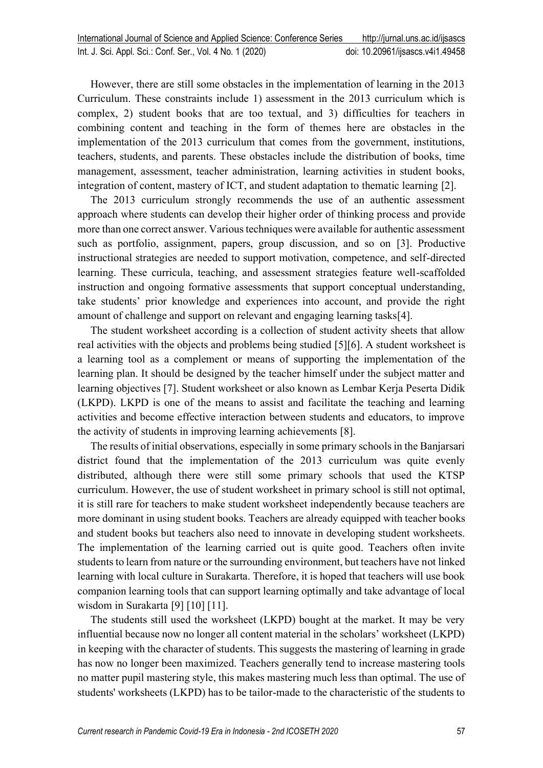However, there are still some obstacles in the implementation of learning in the 2013 Curriculum. These constraints include 1) assessment in the 2013 curriculum which is complex, 2) student books that are too textual, and 3) difficulties for teachers in combining content and teaching in the form of themes here are obstacles in the implementation of the 2013 curriculum that comes from the government, institutions, teachers, students, and parents. These obstacles include the distribution of books, time management, assessment, teacher administration, learning activities in student books, integration of content, mastery of ICT, and student adaptation to thematic learning [2].

The 2013 curriculum strongly recommends the use of an authentic assessment approach where students can develop their higher order of thinking process and provide more than one correct answer. Various techniques were available for authentic assessment such as portfolio, assignment, papers, group discussion, and so on [3]. Productive instructional strategies are needed to support motivation, competence, and self-directed learning. These curricula, teaching, and assessment strategies feature well-scaffolded instruction and ongoing formative assessments that support conceptual understanding, take students' prior knowledge and experiences into account, and provide the right amount of challenge and support on relevant and engaging learning tasks[4].

The student worksheet according is a collection of student activity sheets that allow real activities with the objects and problems being studied [5][6]. A student worksheet is a learning tool as a complement or means of supporting the implementation of the learning plan. It should be designed by the teacher himself under the subject matter and learning objectives [7]. Student worksheet or also known as Lembar Kerja Peserta Didik (LKPD). LKPD is one of the means to assist and facilitate the teaching and learning activities and become effective interaction between students and educators, to improve the activity of students in improving learning achievements [8].

The results of initial observations, especially in some primary schools in the Banjarsari district found that the implementation of the 2013 curriculum was quite evenly distributed, although there were still some primary schools that used the KTSP curriculum. However, the use of student worksheet in primary school is still not optimal, it is still rare for teachers to make student worksheet independently because teachers are more dominant in using student books. Teachers are already equipped with teacher books and student books but teachers also need to innovate in developing student worksheets. The implementation of the learning carried out is quite good. Teachers often invite students to learn from nature or the surrounding environment, but teachers have not linked learning with local culture in Surakarta. Therefore, it is hoped that teachers will use book companion learning tools that can support learning optimally and take advantage of local wisdom in Surakarta [9] [10] [11].

The students still used the worksheet (LKPD) bought at the market. It may be very influential because now no longer all content material in the scholars' worksheet (LKPD) in keeping with the character of students. This suggests the mastering of learning in grade has now no longer been maximized. Teachers generally tend to increase mastering tools no matter pupil mastering style, this makes mastering much less than optimal. The use of students' worksheets (LKPD) has to be tailor-made to the characteristic of the students to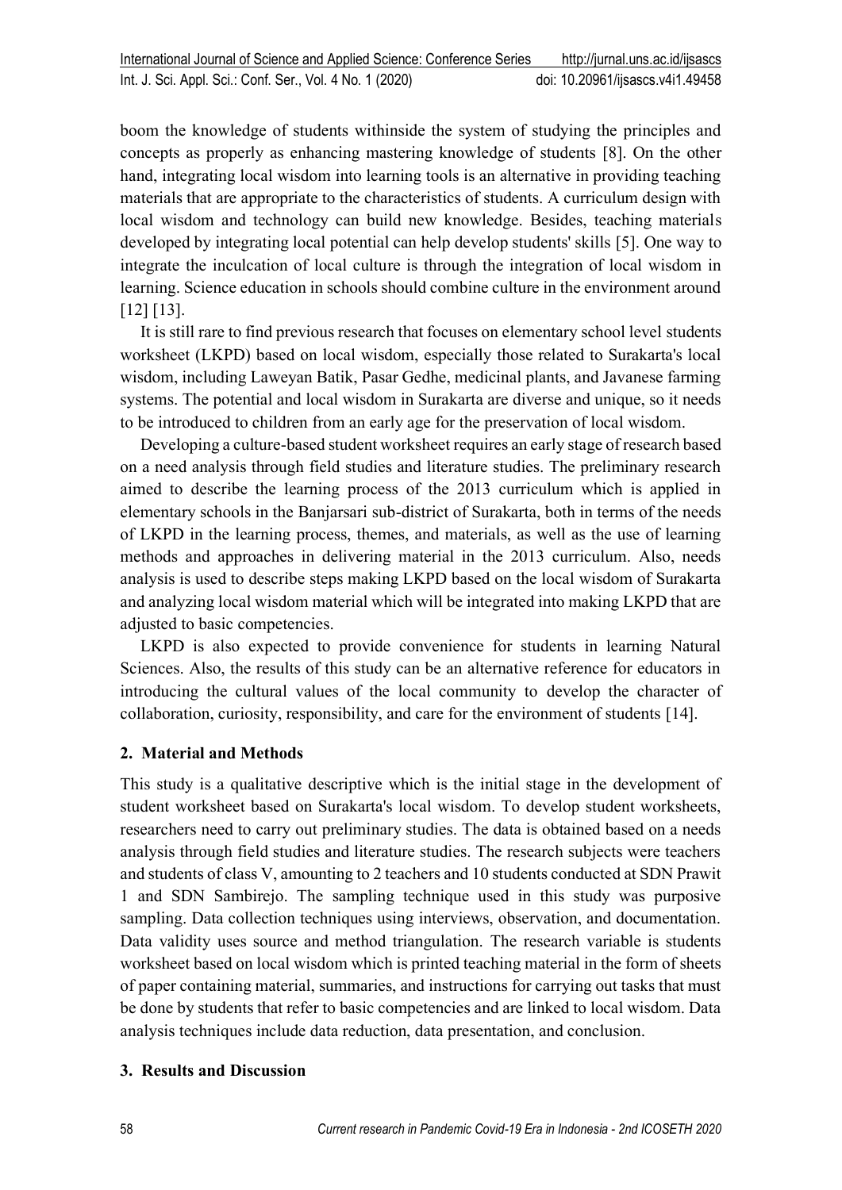boom the knowledge of students withinside the system of studying the principles and concepts as properly as enhancing mastering knowledge of students [8]. On the other hand, integrating local wisdom into learning tools is an alternative in providing teaching materials that are appropriate to the characteristics of students. A curriculum design with local wisdom and technology can build new knowledge. Besides, teaching materials developed by integrating local potential can help develop students' skills [5]. One way to integrate the inculcation of local culture is through the integration of local wisdom in learning. Science education in schools should combine culture in the environment around [12] [13].

It is still rare to find previous research that focuses on elementary school level students worksheet (LKPD) based on local wisdom, especially those related to Surakarta's local wisdom, including Laweyan Batik, Pasar Gedhe, medicinal plants, and Javanese farming systems. The potential and local wisdom in Surakarta are diverse and unique, so it needs to be introduced to children from an early age for the preservation of local wisdom.

Developing a culture-based student worksheet requires an early stage of research based on a need analysis through field studies and literature studies. The preliminary research aimed to describe the learning process of the 2013 curriculum which is applied in elementary schools in the Banjarsari sub-district of Surakarta, both in terms of the needs of LKPD in the learning process, themes, and materials, as well as the use of learning methods and approaches in delivering material in the 2013 curriculum. Also, needs analysis is used to describe steps making LKPD based on the local wisdom of Surakarta and analyzing local wisdom material which will be integrated into making LKPD that are adjusted to basic competencies.

LKPD is also expected to provide convenience for students in learning Natural Sciences. Also, the results of this study can be an alternative reference for educators in introducing the cultural values of the local community to develop the character of collaboration, curiosity, responsibility, and care for the environment of students [14].

## 2. Material and Methods

This study is a qualitative descriptive which is the initial stage in the development of student worksheet based on Surakarta's local wisdom. To develop student worksheets, researchers need to carry out preliminary studies. The data is obtained based on a needs analysis through field studies and literature studies. The research subjects were teachers and students of class V, amounting to 2 teachers and 10 students conducted at SDN Prawit 1 and SDN Sambirejo. The sampling technique used in this study was purposive sampling. Data collection techniques using interviews, observation, and documentation. Data validity uses source and method triangulation. The research variable is students worksheet based on local wisdom which is printed teaching material in the form of sheets of paper containing material, summaries, and instructions for carrying out tasks that must be done by students that refer to basic competencies and are linked to local wisdom. Data analysis techniques include data reduction, data presentation, and conclusion.

## 3. Results and Discussion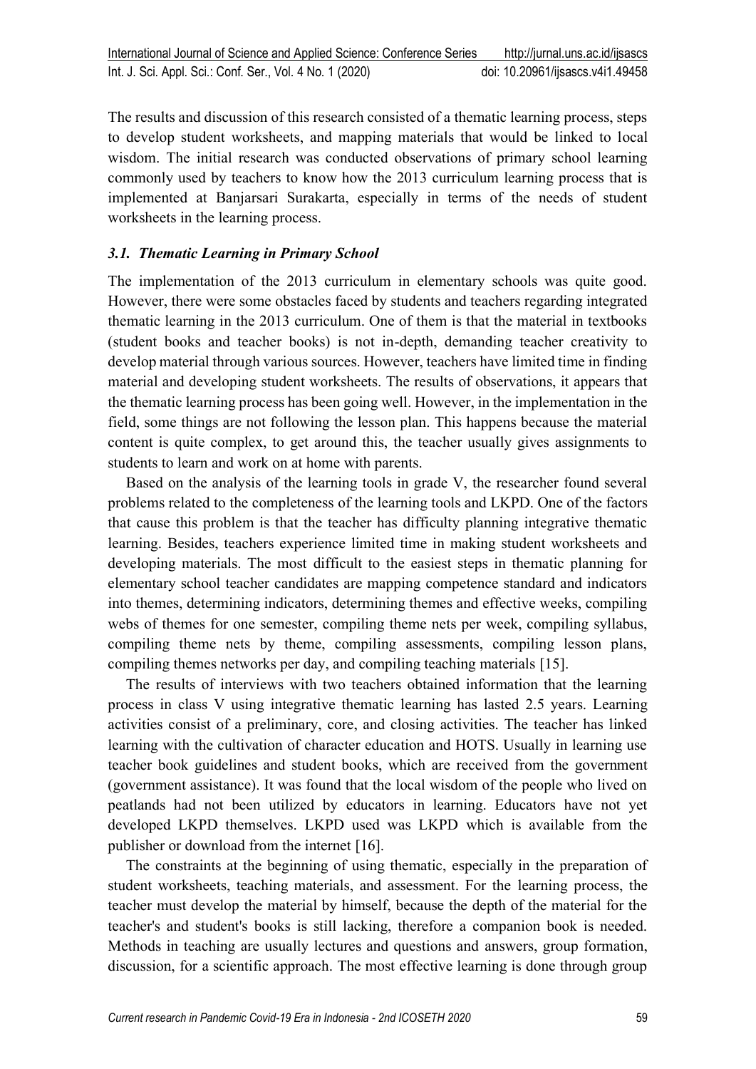The results and discussion of this research consisted of a thematic learning process, steps to develop student worksheets, and mapping materials that would be linked to local wisdom. The initial research was conducted observations of primary school learning commonly used by teachers to know how the 2013 curriculum learning process that is implemented at Banjarsari Surakarta, especially in terms of the needs of student worksheets in the learning process.

### *3.1. Thematic Learning in Primary School*

The implementation of the 2013 curriculum in elementary schools was quite good. However, there were some obstacles faced by students and teachers regarding integrated thematic learning in the 2013 curriculum. One of them is that the material in textbooks (student books and teacher books) is not in-depth, demanding teacher creativity to develop material through various sources. However, teachers have limited time in finding material and developing student worksheets. The results of observations, it appears that the thematic learning process has been going well. However, in the implementation in the field, some things are not following the lesson plan. This happens because the material content is quite complex, to get around this, the teacher usually gives assignments to students to learn and work on at home with parents.

Based on the analysis of the learning tools in grade V, the researcher found several problems related to the completeness of the learning tools and LKPD. One of the factors that cause this problem is that the teacher has difficulty planning integrative thematic learning. Besides, teachers experience limited time in making student worksheets and developing materials. The most difficult to the easiest steps in thematic planning for elementary school teacher candidates are mapping competence standard and indicators into themes, determining indicators, determining themes and effective weeks, compiling webs of themes for one semester, compiling theme nets per week, compiling syllabus, compiling theme nets by theme, compiling assessments, compiling lesson plans, compiling themes networks per day, and compiling teaching materials [15].

The results of interviews with two teachers obtained information that the learning process in class V using integrative thematic learning has lasted 2.5 years. Learning activities consist of a preliminary, core, and closing activities. The teacher has linked learning with the cultivation of character education and HOTS. Usually in learning use teacher book guidelines and student books, which are received from the government (government assistance). It was found that the local wisdom of the people who lived on peatlands had not been utilized by educators in learning. Educators have not yet developed LKPD themselves. LKPD used was LKPD which is available from the publisher or download from the internet [16].

The constraints at the beginning of using thematic, especially in the preparation of student worksheets, teaching materials, and assessment. For the learning process, the teacher must develop the material by himself, because the depth of the material for the teacher's and student's books is still lacking, therefore a companion book is needed. Methods in teaching are usually lectures and questions and answers, group formation, discussion, for a scientific approach. The most effective learning is done through group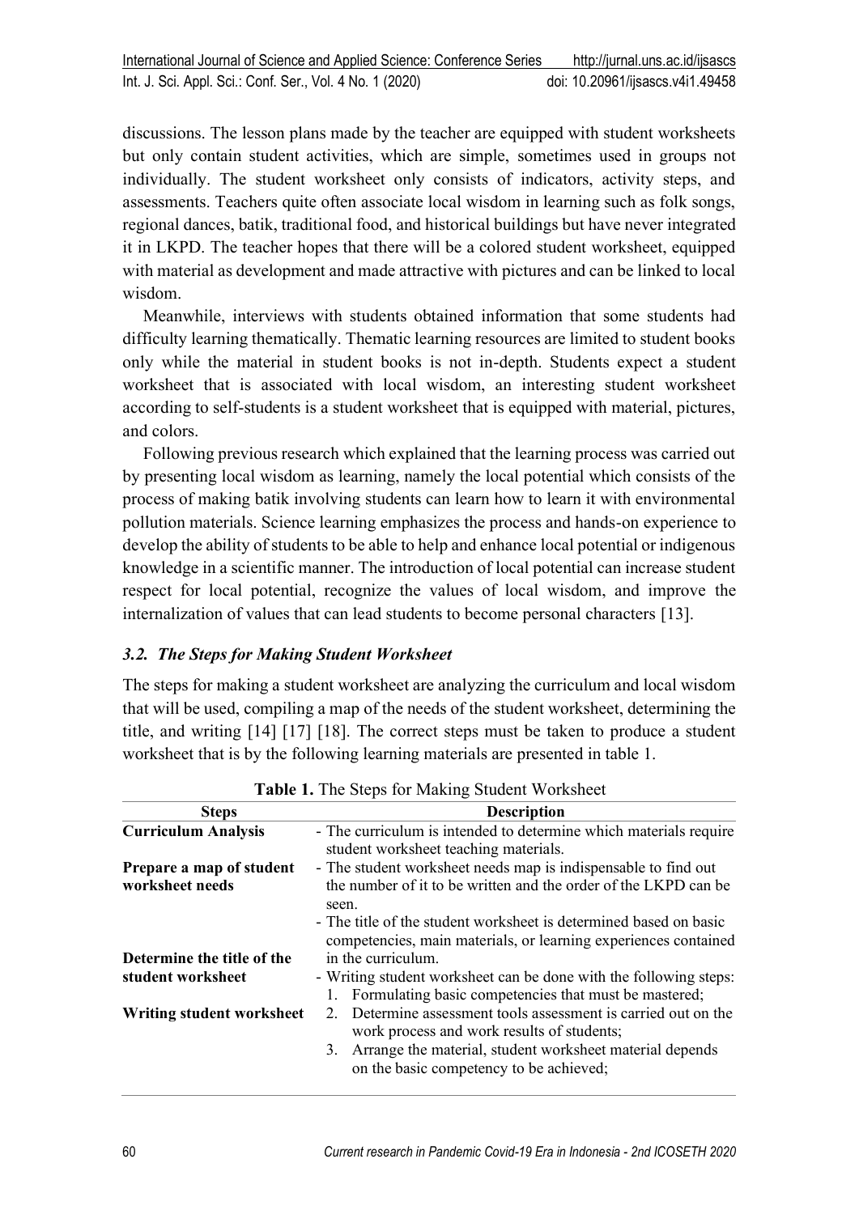discussions. The lesson plans made by the teacher are equipped with student worksheets but only contain student activities, which are simple, sometimes used in groups not individually. The student worksheet only consists of indicators, activity steps, and assessments. Teachers quite often associate local wisdom in learning such as folk songs, regional dances, batik, traditional food, and historical buildings but have never integrated it in LKPD. The teacher hopes that there will be a colored student worksheet, equipped with material as development and made attractive with pictures and can be linked to local wisdom.

Meanwhile, interviews with students obtained information that some students had difficulty learning thematically. Thematic learning resources are limited to student books only while the material in student books is not in-depth. Students expect a student worksheet that is associated with local wisdom, an interesting student worksheet according to self-students is a student worksheet that is equipped with material, pictures, and colors.

Following previous research which explained that the learning process was carried out by presenting local wisdom as learning, namely the local potential which consists of the process of making batik involving students can learn how to learn it with environmental pollution materials. Science learning emphasizes the process and hands-on experience to develop the ability of students to be able to help and enhance local potential or indigenous knowledge in a scientific manner. The introduction of local potential can increase student respect for local potential, recognize the values of local wisdom, and improve the internalization of values that can lead students to become personal characters [13].

### *3.2. The Steps for Making Student Worksheet*

The steps for making a student worksheet are analyzing the curriculum and local wisdom that will be used, compiling a map of the needs of the student worksheet, determining the title, and writing [14] [17] [18]. The correct steps must be taken to produce a student worksheet that is by the following learning materials are presented in table 1.

**Table 1.** The Steps for Making Student Worksheet

| Steps | Description |
|---|---|
| **Curriculum Analysis** | - The curriculum is intended to determine which materials require student worksheet teaching materials. |
| **Prepare a map of student worksheet needs** | - The student worksheet needs map is indispensable to find out the number of it to be written and the order of the LKPD can be seen. |
| **Determine the title of the student worksheet** | - The title of the student worksheet is determined based on basic competencies, main materials, or learning experiences contained in the curriculum. |
| **Writing student worksheet** | - Writing student worksheet can be done with the following steps:<br>1. Formulating basic competencies that must be mastered;<br>2. Determine assessment tools assessment is carried out on the work process and work results of students;<br>3. Arrange the material, student worksheet material depends on the basic competency to be achieved; |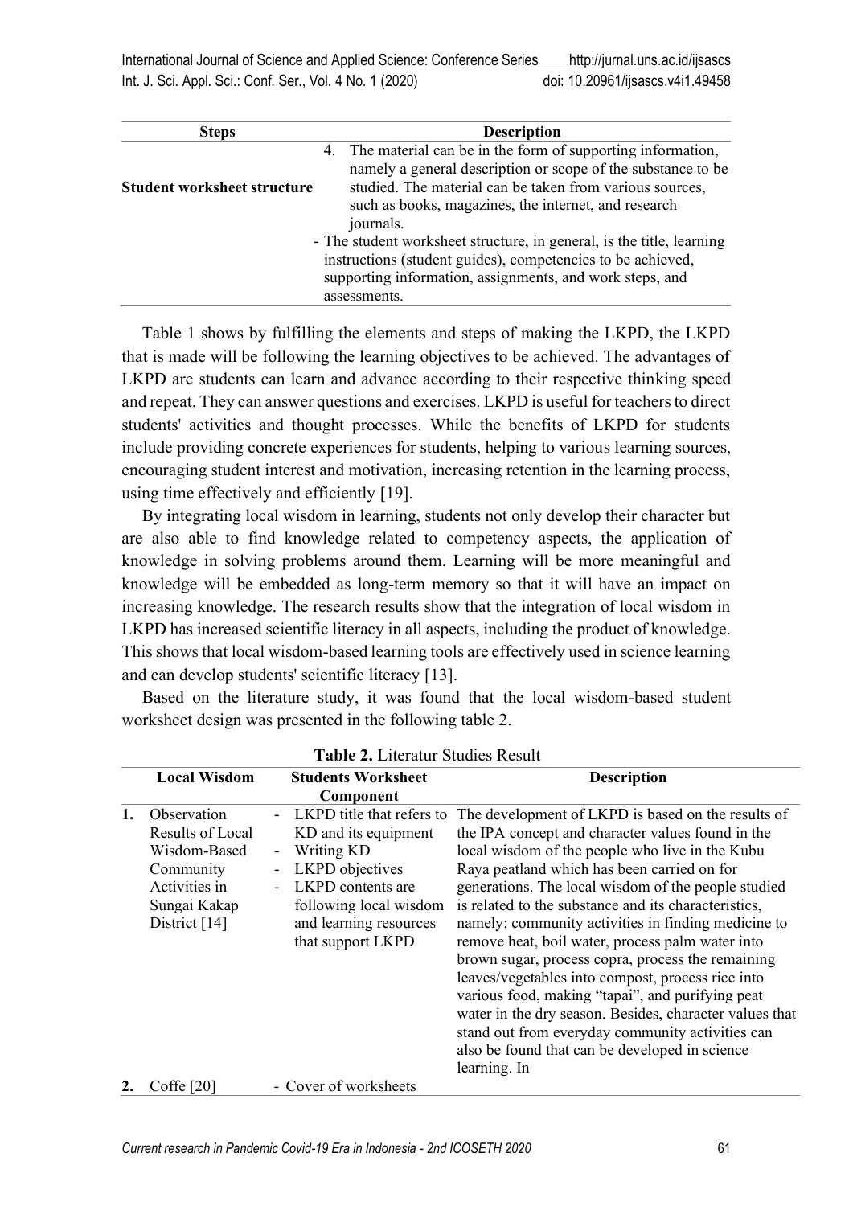| Steps | Description |
|---|---|
| **Student worksheet structure** | 4. The material can be in the form of supporting information, namely a general description or scope of the substance to be studied. The material can be taken from various sources, such as books, magazines, the internet, and research journals.<br>- The student worksheet structure, in general, is the title, learning instructions (student guides), competencies to be achieved, supporting information, assignments, and work steps, and assessments. |

Table 1 shows by fulfilling the elements and steps of making the LKPD, the LKPD that is made will be following the learning objectives to be achieved. The advantages of LKPD are students can learn and advance according to their respective thinking speed and repeat. They can answer questions and exercises. LKPD is useful for teachers to direct students' activities and thought processes. While the benefits of LKPD for students include providing concrete experiences for students, helping to various learning sources, encouraging student interest and motivation, increasing retention in the learning process, using time effectively and efficiently [19].

By integrating local wisdom in learning, students not only develop their character but are also able to find knowledge related to competency aspects, the application of knowledge in solving problems around them. Learning will be more meaningful and knowledge will be embedded as long-term memory so that it will have an impact on increasing knowledge. The research results show that the integration of local wisdom in LKPD has increased scientific literacy in all aspects, including the product of knowledge. This shows that local wisdom-based learning tools are effectively used in science learning and can develop students' scientific literacy [13].

Based on the literature study, it was found that the local wisdom-based student worksheet design was presented in the following table 2.

**Table 2.** Literatur Studies Result

| | Local Wisdom | Students Worksheet Component | Description |
|---|---|---|---|
| **1.** | Observation Results of Local Wisdom-Based Community Activities in Sungai Kakap District [14] | - LKPD title that refers to KD and its equipment<br>- Writing KD<br>- LKPD objectives<br>- LKPD contents are following local wisdom and learning resources that support LKPD | The development of LKPD is based on the results of the IPA concept and character values found in the local wisdom of the people who live in the Kubu Raya peatland which has been carried on for generations. The local wisdom of the people studied is related to the substance and its characteristics, namely: community activities in finding medicine to remove heat, boil water, process palm water into brown sugar, process copra, process the remaining leaves/vegetables into compost, process rice into various food, making "tapai", and purifying peat water in the dry season. Besides, character values that stand out from everyday community activities can also be found that can be developed in science learning. In |
| **2.** | Coffe [20] | - Cover of worksheets | |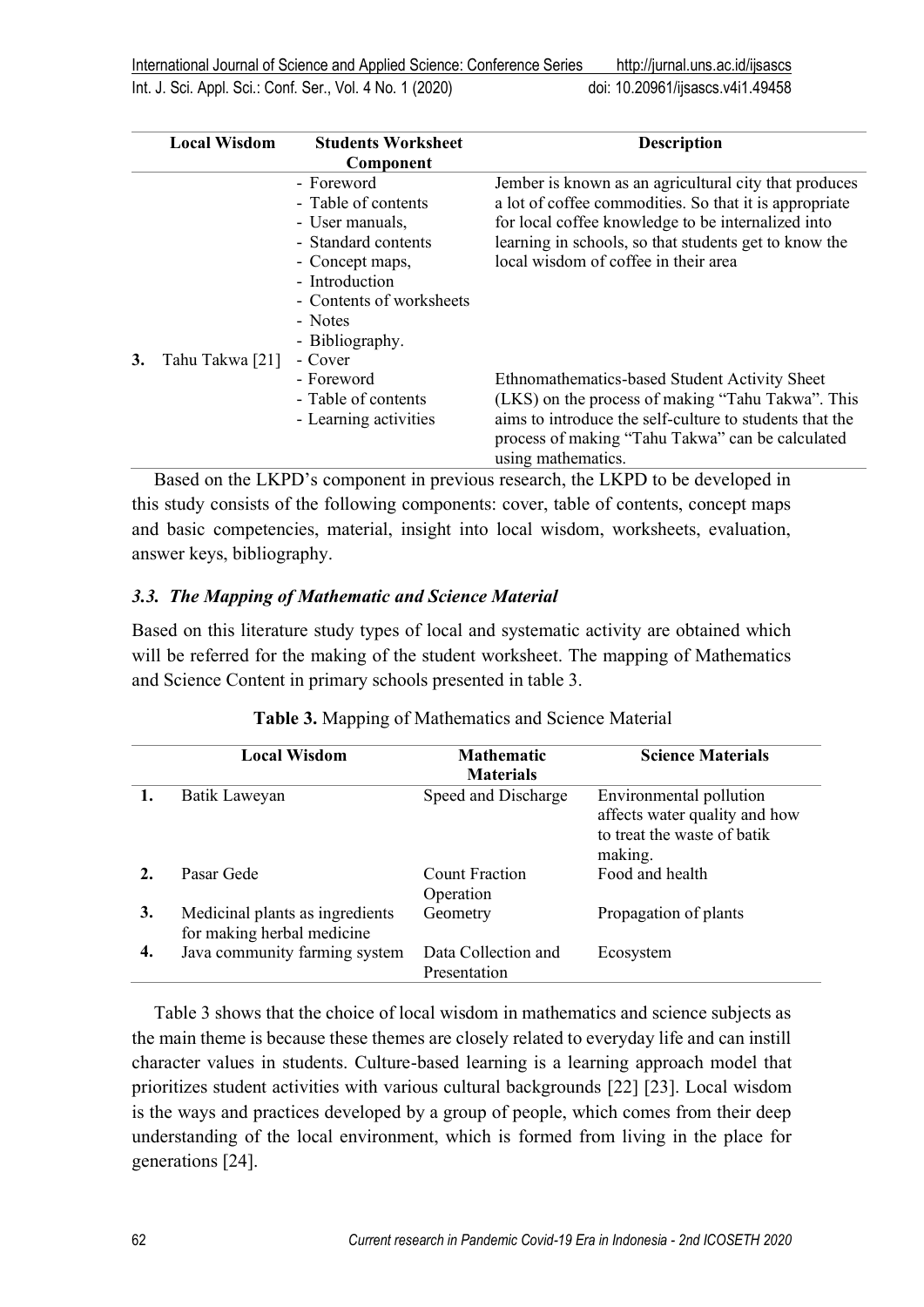| | Local Wisdom | Students Worksheet Component | Description |
|---|---|---|---|
| | | - Foreword<br>- Table of contents<br>- User manuals,<br>- Standard contents<br>- Concept maps,<br>- Introduction<br>- Contents of worksheets<br>- Notes<br>- Bibliography. | Jember is known as an agricultural city that produces a lot of coffee commodities. So that it is appropriate for local coffee knowledge to be internalized into learning in schools, so that students get to know the local wisdom of coffee in their area |
| **3.** | Tahu Takwa [21] | - Cover<br>- Foreword<br>- Table of contents<br>- Learning activities | Ethnomathematics-based Student Activity Sheet (LKS) on the process of making "Tahu Takwa". This aims to introduce the self-culture to students that the process of making "Tahu Takwa" can be calculated using mathematics. |

Based on the LKPD's component in previous research, the LKPD to be developed in this study consists of the following components: cover, table of contents, concept maps and basic competencies, material, insight into local wisdom, worksheets, evaluation, answer keys, bibliography.

### *3.3. The Mapping of Mathematic and Science Material*

Based on this literature study types of local and systematic activity are obtained which will be referred for the making of the student worksheet. The mapping of Mathematics and Science Content in primary schools presented in table 3.

**Table 3.** Mapping of Mathematics and Science Material

| | Local Wisdom | Mathematic Materials | Science Materials |
|---|---|---|---|
| **1.** | Batik Laweyan | Speed and Discharge | Environmental pollution affects water quality and how to treat the waste of batik making. |
| **2.** | Pasar Gede | Count Fraction Operation | Food and health |
| **3.** | Medicinal plants as ingredients for making herbal medicine | Geometry | Propagation of plants |
| **4.** | Java community farming system | Data Collection and Presentation | Ecosystem |

Table 3 shows that the choice of local wisdom in mathematics and science subjects as the main theme is because these themes are closely related to everyday life and can instill character values in students. Culture-based learning is a learning approach model that prioritizes student activities with various cultural backgrounds [22] [23]. Local wisdom is the ways and practices developed by a group of people, which comes from their deep understanding of the local environment, which is formed from living in the place for generations [24].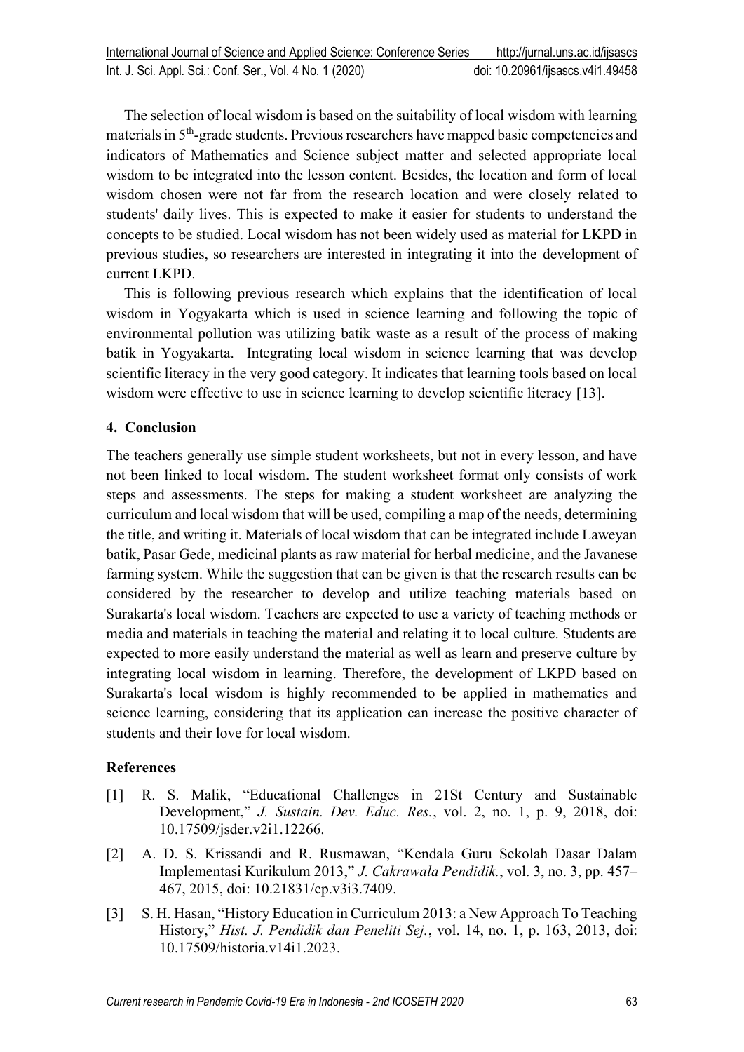The selection of local wisdom is based on the suitability of local wisdom with learning materials in 5th-grade students. Previous researchers have mapped basic competencies and indicators of Mathematics and Science subject matter and selected appropriate local wisdom to be integrated into the lesson content. Besides, the location and form of local wisdom chosen were not far from the research location and were closely related to students' daily lives. This is expected to make it easier for students to understand the concepts to be studied. Local wisdom has not been widely used as material for LKPD in previous studies, so researchers are interested in integrating it into the development of current LKPD.

This is following previous research which explains that the identification of local wisdom in Yogyakarta which is used in science learning and following the topic of environmental pollution was utilizing batik waste as a result of the process of making batik in Yogyakarta. Integrating local wisdom in science learning that was develop scientific literacy in the very good category. It indicates that learning tools based on local wisdom were effective to use in science learning to develop scientific literacy [13].

## 4. Conclusion

The teachers generally use simple student worksheets, but not in every lesson, and have not been linked to local wisdom. The student worksheet format only consists of work steps and assessments. The steps for making a student worksheet are analyzing the curriculum and local wisdom that will be used, compiling a map of the needs, determining the title, and writing it. Materials of local wisdom that can be integrated include Laweyan batik, Pasar Gede, medicinal plants as raw material for herbal medicine, and the Javanese farming system. While the suggestion that can be given is that the research results can be considered by the researcher to develop and utilize teaching materials based on Surakarta's local wisdom. Teachers are expected to use a variety of teaching methods or media and materials in teaching the material and relating it to local culture. Students are expected to more easily understand the material as well as learn and preserve culture by integrating local wisdom in learning. Therefore, the development of LKPD based on Surakarta's local wisdom is highly recommended to be applied in mathematics and science learning, considering that its application can increase the positive character of students and their love for local wisdom.

## References

[1] R. S. Malik, "Educational Challenges in 21St Century and Sustainable Development," *J. Sustain. Dev. Educ. Res.*, vol. 2, no. 1, p. 9, 2018, doi: 10.17509/jsder.v2i1.12266.

[2] A. D. S. Krissandi and R. Rusmawan, "Kendala Guru Sekolah Dasar Dalam Implementasi Kurikulum 2013," *J. Cakrawala Pendidik.*, vol. 3, no. 3, pp. 457–467, 2015, doi: 10.21831/cp.v3i3.7409.

[3] S. H. Hasan, "History Education in Curriculum 2013: a New Approach To Teaching History," *Hist. J. Pendidik dan Peneliti Sej.*, vol. 14, no. 1, p. 163, 2013, doi: 10.17509/historia.v14i1.2023.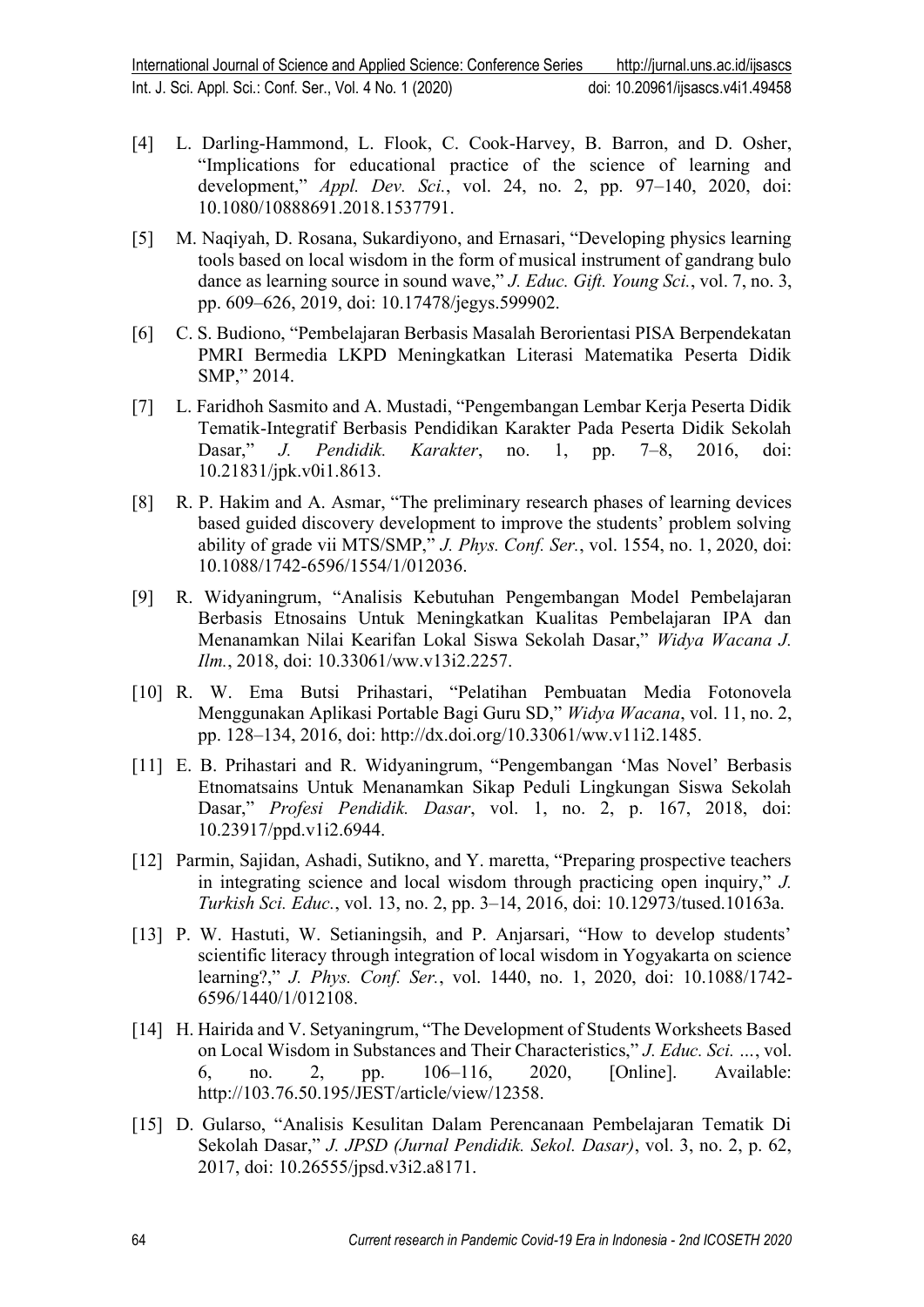[4] L. Darling-Hammond, L. Flook, C. Cook-Harvey, B. Barron, and D. Osher, "Implications for educational practice of the science of learning and development," *Appl. Dev. Sci.*, vol. 24, no. 2, pp. 97–140, 2020, doi: 10.1080/10888691.2018.1537791.

[5] M. Naqiyah, D. Rosana, Sukardiyono, and Ernasari, "Developing physics learning tools based on local wisdom in the form of musical instrument of gandrang bulo dance as learning source in sound wave," *J. Educ. Gift. Young Sci.*, vol. 7, no. 3, pp. 609–626, 2019, doi: 10.17478/jegys.599902.

[6] C. S. Budiono, "Pembelajaran Berbasis Masalah Berorientasi PISA Berpendekatan PMRI Bermedia LKPD Meningkatkan Literasi Matematika Peserta Didik SMP," 2014.

[7] L. Faridhoh Sasmito and A. Mustadi, "Pengembangan Lembar Kerja Peserta Didik Tematik-Integratif Berbasis Pendidikan Karakter Pada Peserta Didik Sekolah Dasar," *J. Pendidik. Karakter*, no. 1, pp. 7–8, 2016, doi: 10.21831/jpk.v0i1.8613.

[8] R. P. Hakim and A. Asmar, "The preliminary research phases of learning devices based guided discovery development to improve the students' problem solving ability of grade vii MTS/SMP," *J. Phys. Conf. Ser.*, vol. 1554, no. 1, 2020, doi: 10.1088/1742-6596/1554/1/012036.

[9] R. Widyaningrum, "Analisis Kebutuhan Pengembangan Model Pembelajaran Berbasis Etnosains Untuk Meningkatkan Kualitas Pembelajaran IPA dan Menanamkan Nilai Kearifan Lokal Siswa Sekolah Dasar," *Widya Wacana J. Ilm.*, 2018, doi: 10.33061/ww.v13i2.2257.

[10] R. W. Ema Butsi Prihastari, "Pelatihan Pembuatan Media Fotonovela Menggunakan Aplikasi Portable Bagi Guru SD," *Widya Wacana*, vol. 11, no. 2, pp. 128–134, 2016, doi: http://dx.doi.org/10.33061/ww.v11i2.1485.

[11] E. B. Prihastari and R. Widyaningrum, "Pengembangan 'Mas Novel' Berbasis Etnomatsains Untuk Menanamkan Sikap Peduli Lingkungan Siswa Sekolah Dasar," *Profesi Pendidik. Dasar*, vol. 1, no. 2, p. 167, 2018, doi: 10.23917/ppd.v1i2.6944.

[12] Parmin, Sajidan, Ashadi, Sutikno, and Y. maretta, "Preparing prospective teachers in integrating science and local wisdom through practicing open inquiry," *J. Turkish Sci. Educ.*, vol. 13, no. 2, pp. 3–14, 2016, doi: 10.12973/tused.10163a.

[13] P. W. Hastuti, W. Setianingsih, and P. Anjarsari, "How to develop students' scientific literacy through integration of local wisdom in Yogyakarta on science learning?," *J. Phys. Conf. Ser.*, vol. 1440, no. 1, 2020, doi: 10.1088/1742-6596/1440/1/012108.

[14] H. Hairida and V. Setyaningrum, "The Development of Students Worksheets Based on Local Wisdom in Substances and Their Characteristics," *J. Educ. Sci. ...*, vol. 6, no. 2, pp. 106–116, 2020, [Online]. Available: http://103.76.50.195/JEST/article/view/12358.

[15] D. Gularso, "Analisis Kesulitan Dalam Perencanaan Pembelajaran Tematik Di Sekolah Dasar," *J. JPSD (Jurnal Pendidik. Sekol. Dasar)*, vol. 3, no. 2, p. 62, 2017, doi: 10.26555/jpsd.v3i2.a8171.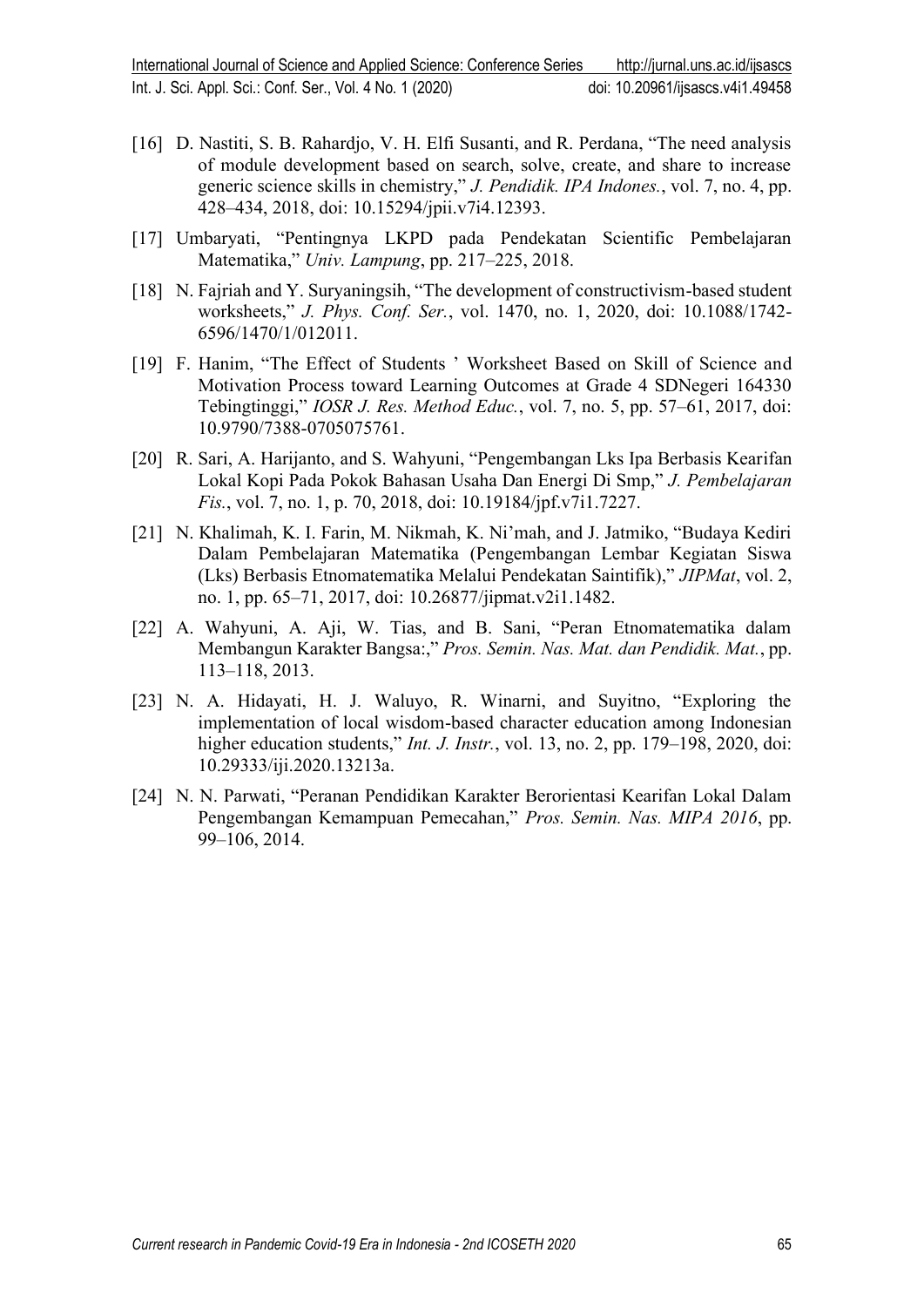[16] D. Nastiti, S. B. Rahardjo, V. H. Elfi Susanti, and R. Perdana, "The need analysis of module development based on search, solve, create, and share to increase generic science skills in chemistry," *J. Pendidik. IPA Indones.*, vol. 7, no. 4, pp. 428–434, 2018, doi: 10.15294/jpii.v7i4.12393.

[17] Umbaryati, "Pentingnya LKPD pada Pendekatan Scientific Pembelajaran Matematika," *Univ. Lampung*, pp. 217–225, 2018.

[18] N. Fajriah and Y. Suryaningsih, "The development of constructivism-based student worksheets," *J. Phys. Conf. Ser.*, vol. 1470, no. 1, 2020, doi: 10.1088/1742-6596/1470/1/012011.

[19] F. Hanim, "The Effect of Students ' Worksheet Based on Skill of Science and Motivation Process toward Learning Outcomes at Grade 4 SDNegeri 164330 Tebingtinggi," *IOSR J. Res. Method Educ.*, vol. 7, no. 5, pp. 57–61, 2017, doi: 10.9790/7388-0705075761.

[20] R. Sari, A. Harijanto, and S. Wahyuni, "Pengembangan Lks Ipa Berbasis Kearifan Lokal Kopi Pada Pokok Bahasan Usaha Dan Energi Di Smp," *J. Pembelajaran Fis.*, vol. 7, no. 1, p. 70, 2018, doi: 10.19184/jpf.v7i1.7227.

[21] N. Khalimah, K. I. Farin, M. Nikmah, K. Ni'mah, and J. Jatmiko, "Budaya Kediri Dalam Pembelajaran Matematika (Pengembangan Lembar Kegiatan Siswa (Lks) Berbasis Etnomatematika Melalui Pendekatan Saintifik)," *JIPMat*, vol. 2, no. 1, pp. 65–71, 2017, doi: 10.26877/jipmat.v2i1.1482.

[22] A. Wahyuni, A. Aji, W. Tias, and B. Sani, "Peran Etnomatematika dalam Membangun Karakter Bangsa:," *Pros. Semin. Nas. Mat. dan Pendidik. Mat.*, pp. 113–118, 2013.

[23] N. A. Hidayati, H. J. Waluyo, R. Winarni, and Suyitno, "Exploring the implementation of local wisdom-based character education among Indonesian higher education students," *Int. J. Instr.*, vol. 13, no. 2, pp. 179–198, 2020, doi: 10.29333/iji.2020.13213a.

[24] N. N. Parwati, "Peranan Pendidikan Karakter Berorientasi Kearifan Lokal Dalam Pengembangan Kemampuan Pemecahan," *Pros. Semin. Nas. MIPA 2016*, pp. 99–106, 2014.